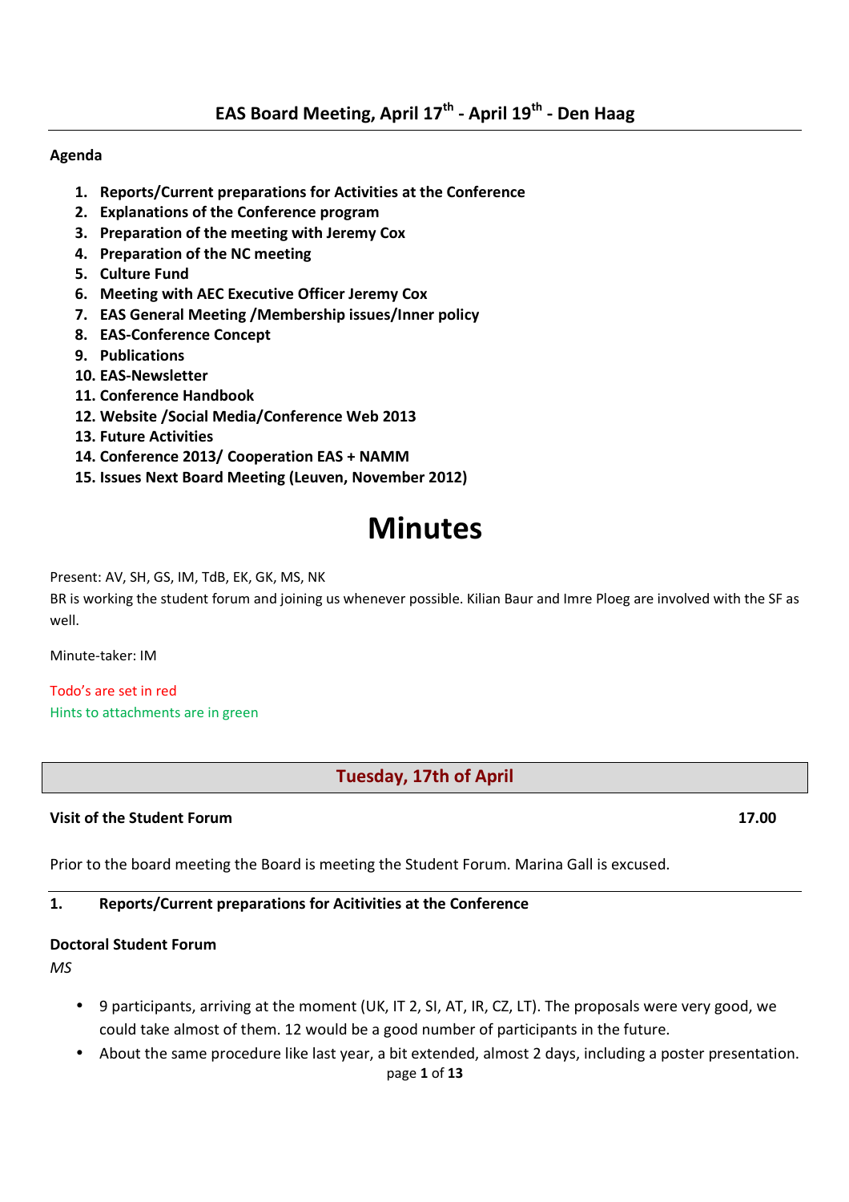# EAS Board Meeting, April 17th - April 19th - Den Haag

**Agenda**

1. **Reports/Current preparations for Activities at the Conference**
2. **Explanations of the Conference program**
3. **Preparation of the meeting with Jeremy Cox**
4. **Preparation of the NC meeting**
5. **Culture Fund**
6. **Meeting with AEC Executive Officer Jeremy Cox**
7. **EAS General Meeting /Membership issues/Inner policy**
8. **EAS-Conference Concept**
9. **Publications**
10. **EAS-Newsletter**
11. **Conference Handbook**
12. **Website /Social Media/Conference Web 2013**
13. **Future Activities**
14. **Conference 2013/ Cooperation EAS + NAMM**
15. **Issues Next Board Meeting (Leuven, November 2012)**

# Minutes

Present: AV, SH, GS, IM, TdB, EK, GK, MS, NK

BR is working the student forum and joining us whenever possible. Kilian Baur and Imre Ploeg are involved with the SF as well.

Minute-taker: IM

Todo's are set in red

Hints to attachments are in green

## Tuesday, 17th of April

**Visit of the Student Forum** **17.00**

Prior to the board meeting the Board is meeting the Student Forum. Marina Gall is excused.

### 1. Reports/Current preparations for Acitivities at the Conference

**Doctoral Student Forum**

*MS*

- 9 participants, arriving at the moment (UK, IT 2, SI, AT, IR, CZ, LT). The proposals were very good, we could take almost of them. 12 would be a good number of participants in the future.
- About the same procedure like last year, a bit extended, almost 2 days, including a poster presentation.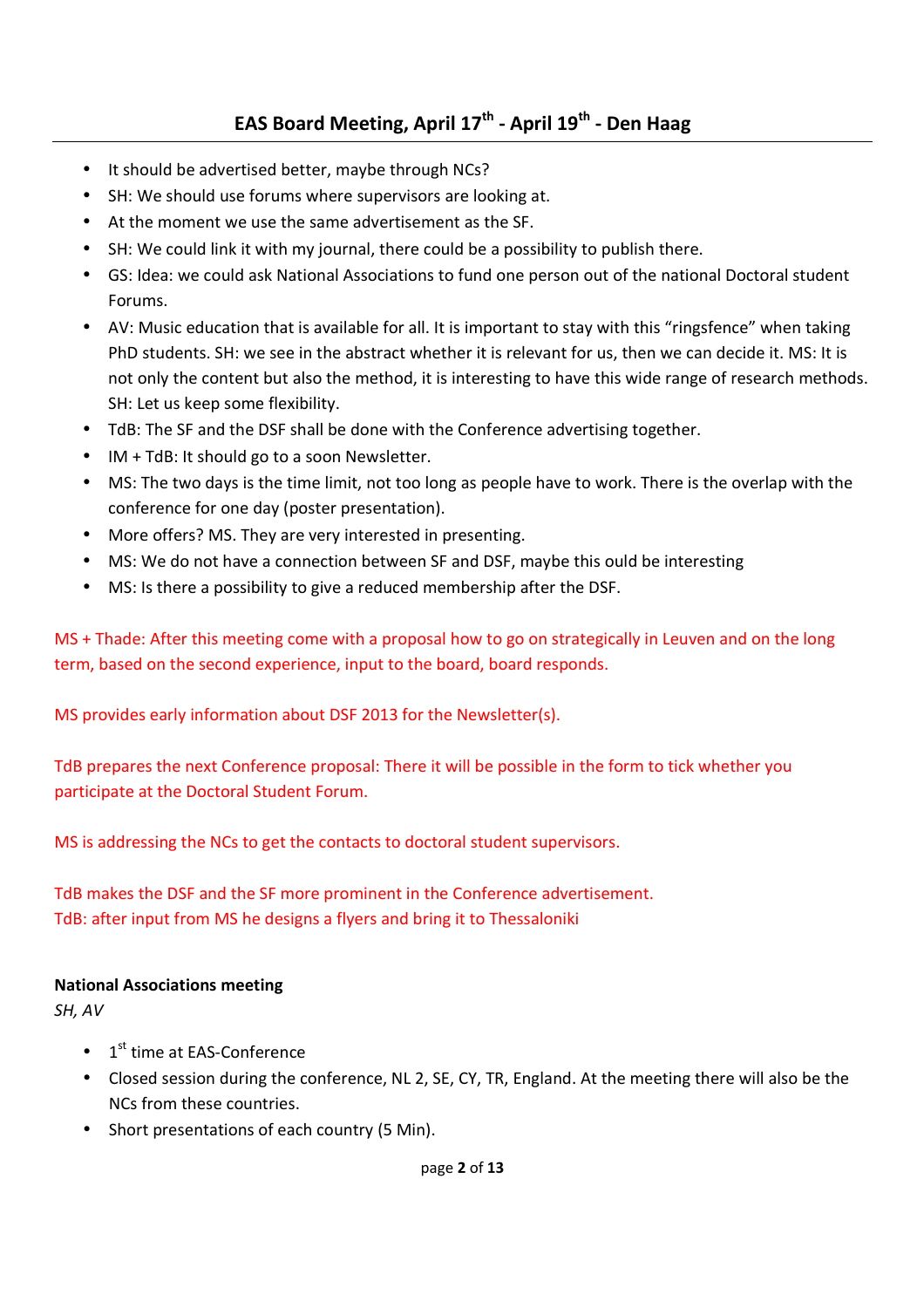- It should be advertised better, maybe through NCs?
- SH: We should use forums where supervisors are looking at.
- At the moment we use the same advertisement as the SF.
- SH: We could link it with my journal, there could be a possibility to publish there.
- GS: Idea: we could ask National Associations to fund one person out of the national Doctoral student Forums.
- AV: Music education that is available for all. It is important to stay with this "ringsfence" when taking PhD students. SH: we see in the abstract whether it is relevant for us, then we can decide it. MS: It is not only the content but also the method, it is interesting to have this wide range of research methods. SH: Let us keep some flexibility.
- TdB: The SF and the DSF shall be done with the Conference advertising together.
- IM + TdB: It should go to a soon Newsletter.
- MS: The two days is the time limit, not too long as people have to work. There is the overlap with the conference for one day (poster presentation).
- More offers? MS. They are very interested in presenting.
- MS: We do not have a connection between SF and DSF, maybe this ould be interesting
- MS: Is there a possibility to give a reduced membership after the DSF.

MS + Thade: After this meeting come with a proposal how to go on strategically in Leuven and on the long term, based on the second experience, input to the board, board responds.

MS provides early information about DSF 2013 for the Newsletter(s).

TdB prepares the next Conference proposal: There it will be possible in the form to tick whether you participate at the Doctoral Student Forum.

MS is addressing the NCs to get the contacts to doctoral student supervisors.

TdB makes the DSF and the SF more prominent in the Conference advertisement.
TdB: after input from MS he designs a flyers and bring it to Thessaloniki

**National Associations meeting**
*SH, AV*

- 1st time at EAS-Conference
- Closed session during the conference, NL 2, SE, CY, TR, England. At the meeting there will also be the NCs from these countries.
- Short presentations of each country (5 Min).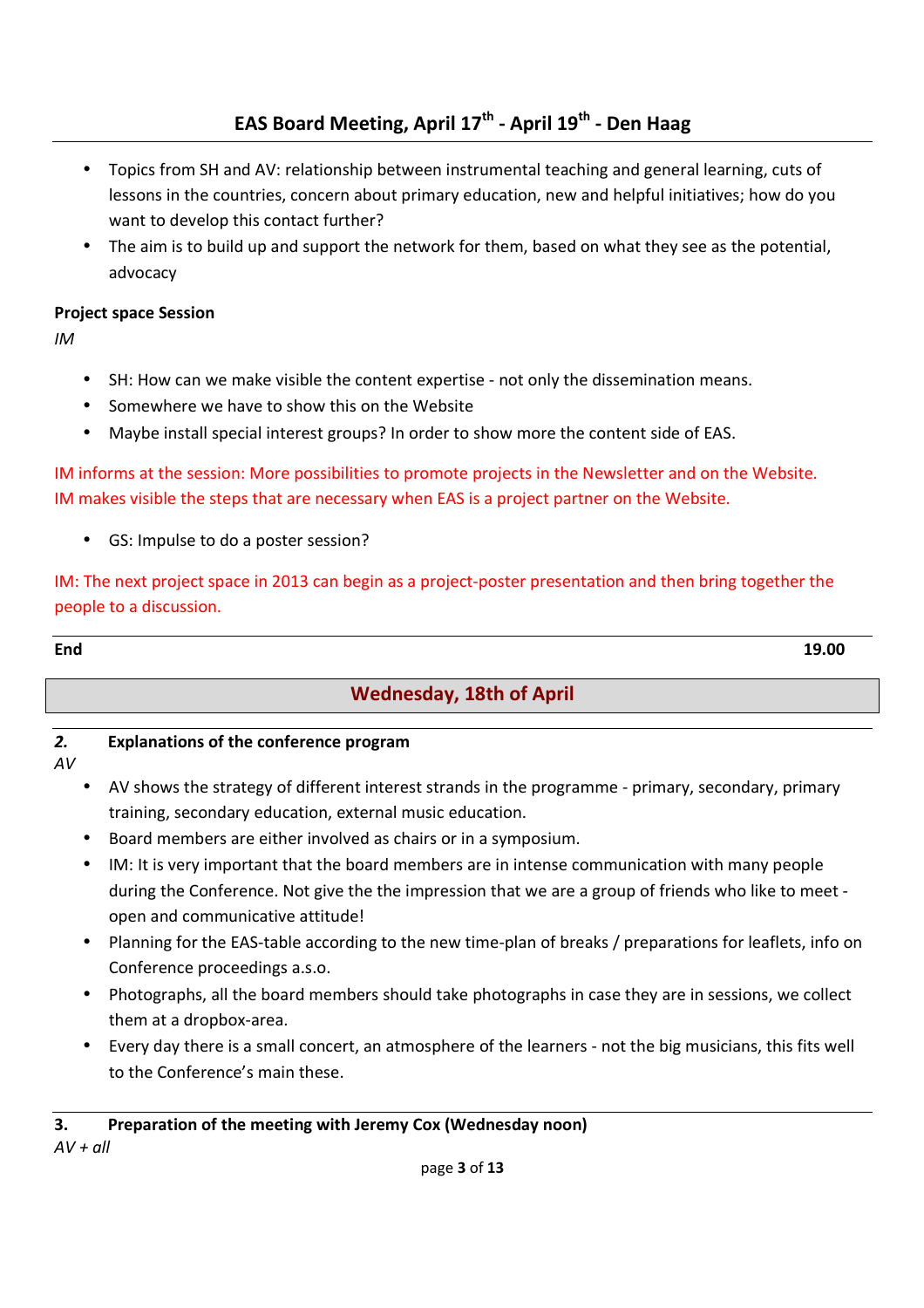- Topics from SH and AV: relationship between instrumental teaching and general learning, cuts of lessons in the countries, concern about primary education, new and helpful initiatives; how do you want to develop this contact further?
- The aim is to build up and support the network for them, based on what they see as the potential, advocacy

**Project space Session**

*IM*

- SH: How can we make visible the content expertise - not only the dissemination means.
- Somewhere we have to show this on the Website
- Maybe install special interest groups? In order to show more the content side of EAS.

IM informs at the session: More possibilities to promote projects in the Newsletter and on the Website. IM makes visible the steps that are necessary when EAS is a project partner on the Website.

- GS: Impulse to do a poster session?

IM: The next project space in 2013 can begin as a project-poster presentation and then bring together the people to a discussion.

**End** **19.00**

## Wednesday, 18th of April

### *2.* Explanations of the conference program

*AV*

- AV shows the strategy of different interest strands in the programme - primary, secondary, primary training, secondary education, external music education.
- Board members are either involved as chairs or in a symposium.
- IM: It is very important that the board members are in intense communication with many people during the Conference. Not give the the impression that we are a group of friends who like to meet - open and communicative attitude!
- Planning for the EAS-table according to the new time-plan of breaks / preparations for leaflets, info on Conference proceedings a.s.o.
- Photographs, all the board members should take photographs in case they are in sessions, we collect them at a dropbox-area.
- Every day there is a small concert, an atmosphere of the learners - not the big musicians, this fits well to the Conference's main these.

### 3. Preparation of the meeting with Jeremy Cox (Wednesday noon)

*AV + all*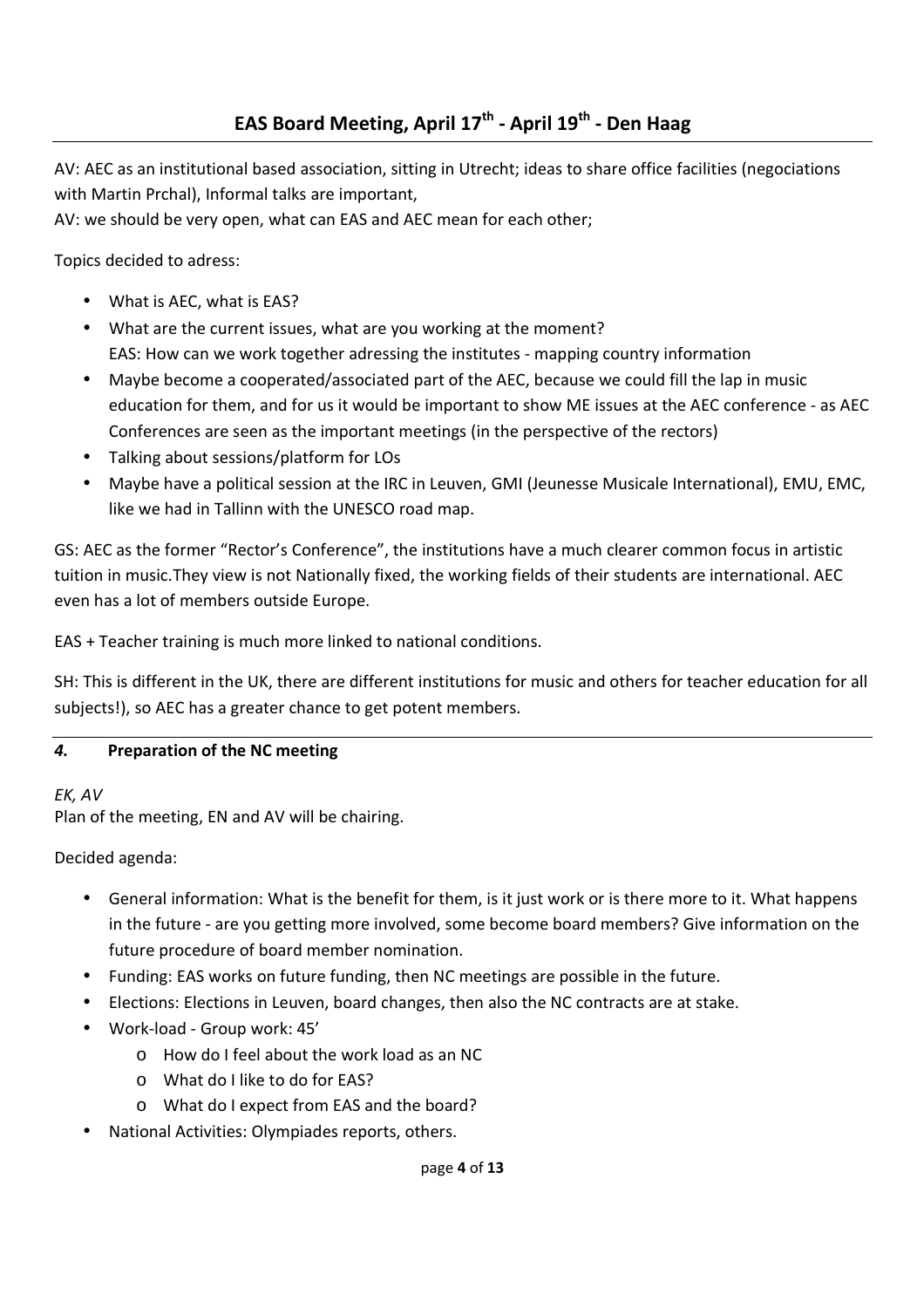AV: AEC as an institutional based association, sitting in Utrecht; ideas to share office facilities (negociations with Martin Prchal), Informal talks are important,

AV: we should be very open, what can EAS and AEC mean for each other;

Topics decided to adress:

- What is AEC, what is EAS?
- What are the current issues, what are you working at the moment?
  EAS: How can we work together adressing the institutes - mapping country information
- Maybe become a cooperated/associated part of the AEC, because we could fill the lap in music education for them, and for us it would be important to show ME issues at the AEC conference - as AEC Conferences are seen as the important meetings (in the perspective of the rectors)
- Talking about sessions/platform for LOs
- Maybe have a political session at the IRC in Leuven, GMI (Jeunesse Musicale International), EMU, EMC, like we had in Tallinn with the UNESCO road map.

GS: AEC as the former "Rector's Conference", the institutions have a much clearer common focus in artistic tuition in music.They view is not Nationally fixed, the working fields of their students are international. AEC even has a lot of members outside Europe.

EAS + Teacher training is much more linked to national conditions.

SH: This is different in the UK, there are different institutions for music and others for teacher education for all subjects!), so AEC has a greater chance to get potent members.

## *4.* Preparation of the NC meeting

*EK, AV*

Plan of the meeting, EN and AV will be chairing.

Decided agenda:

- General information: What is the benefit for them, is it just work or is there more to it. What happens in the future - are you getting more involved, some become board members? Give information on the future procedure of board member nomination.
- Funding: EAS works on future funding, then NC meetings are possible in the future.
- Elections: Elections in Leuven, board changes, then also the NC contracts are at stake.
- Work-load - Group work: 45'
  - How do I feel about the work load as an NC
  - What do I like to do for EAS?
  - What do I expect from EAS and the board?
- National Activities: Olympiades reports, others.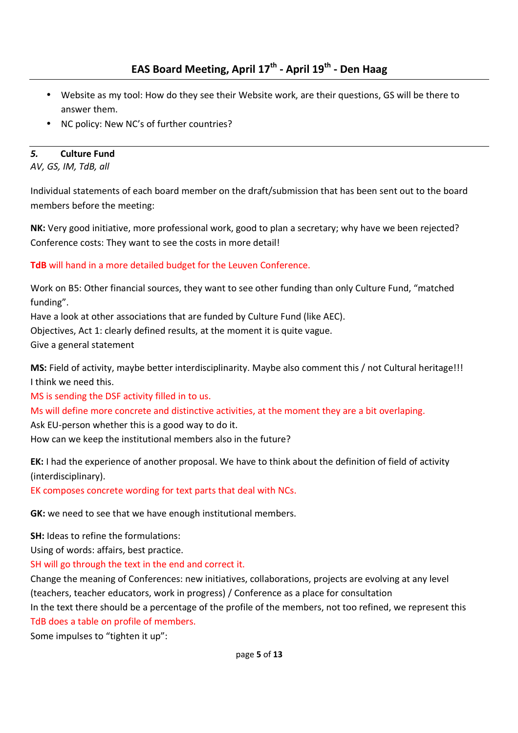- Website as my tool: How do they see their Website work, are their questions, GS will be there to answer them.
- NC policy: New NC's of further countries?

## *5.* Culture Fund

*AV, GS, IM, TdB, all*

Individual statements of each board member on the draft/submission that has been sent out to the board members before the meeting:

**NK:** Very good initiative, more professional work, good to plan a secretary; why have we been rejected? Conference costs: They want to see the costs in more detail!

**TdB** will hand in a more detailed budget for the Leuven Conference.

Work on B5: Other financial sources, they want to see other funding than only Culture Fund, "matched funding".
Have a look at other associations that are funded by Culture Fund (like AEC).
Objectives, Act 1: clearly defined results, at the moment it is quite vague.
Give a general statement

**MS:** Field of activity, maybe better interdisciplinarity. Maybe also comment this / not Cultural heritage!!! I think we need this.
MS is sending the DSF activity filled in to us.
Ms will define more concrete and distinctive activities, at the moment they are a bit overlaping.
Ask EU-person whether this is a good way to do it.
How can we keep the institutional members also in the future?

**EK:** I had the experience of another proposal. We have to think about the definition of field of activity (interdisciplinary).
EK composes concrete wording for text parts that deal with NCs.

**GK:** we need to see that we have enough institutional members.

**SH:** Ideas to refine the formulations:
Using of words: affairs, best practice.
SH will go through the text in the end and correct it.
Change the meaning of Conferences: new initiatives, collaborations, projects are evolving at any level (teachers, teacher educators, work in progress) / Conference as a place for consultation
In the text there should be a percentage of the profile of the members, not too refined, we represent this
TdB does a table on profile of members.
Some impulses to "tighten it up":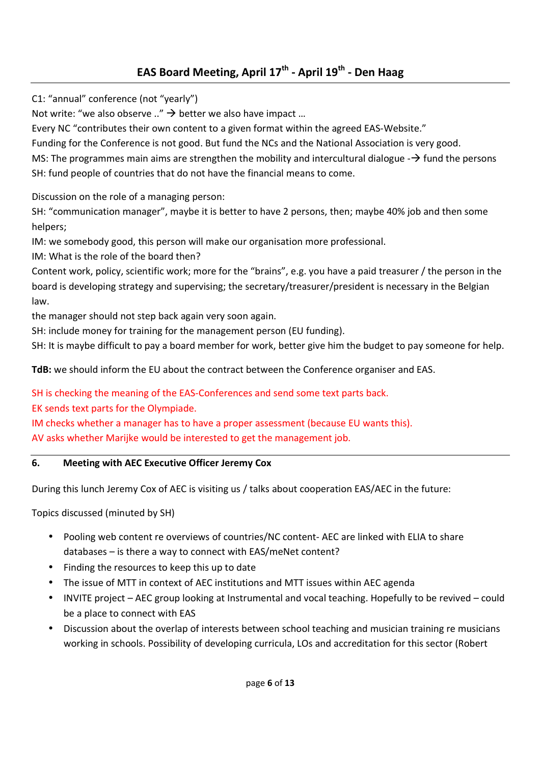## EAS Board Meeting, April 17th - April 19th - Den Haag

C1: "annual" conference (not "yearly")

Not write: "we also observe .." → better we also have impact …

Every NC "contributes their own content to a given format within the agreed EAS-Website."

Funding for the Conference is not good. But fund the NCs and the National Association is very good.

MS: The programmes main aims are strengthen the mobility and intercultural dialogue -→ fund the persons

SH: fund people of countries that do not have the financial means to come.

Discussion on the role of a managing person:

SH: "communication manager", maybe it is better to have 2 persons, then; maybe 40% job and then some helpers;

IM: we somebody good, this person will make our organisation more professional.

IM: What is the role of the board then?

Content work, policy, scientific work; more for the "brains", e.g. you have a paid treasurer / the person in the board is developing strategy and supervising; the secretary/treasurer/president is necessary in the Belgian law.

the manager should not step back again very soon again.

SH: include money for training for the management person (EU funding).

SH: It is maybe difficult to pay a board member for work, better give him the budget to pay someone for help.

**TdB:** we should inform the EU about the contract between the Conference organiser and EAS.

SH is checking the meaning of the EAS-Conferences and send some text parts back.

EK sends text parts for the Olympiade.

IM checks whether a manager has to have a proper assessment (because EU wants this).

AV asks whether Marijke would be interested to get the management job.

### 6. Meeting with AEC Executive Officer Jeremy Cox

During this lunch Jeremy Cox of AEC is visiting us / talks about cooperation EAS/AEC in the future:

Topics discussed (minuted by SH)

- Pooling web content re overviews of countries/NC content- AEC are linked with ELIA to share databases – is there a way to connect with EAS/meNet content?
- Finding the resources to keep this up to date
- The issue of MTT in context of AEC institutions and MTT issues within AEC agenda
- INVITE project – AEC group looking at Instrumental and vocal teaching. Hopefully to be revived – could be a place to connect with EAS
- Discussion about the overlap of interests between school teaching and musician training re musicians working in schools. Possibility of developing curricula, LOs and accreditation for this sector (Robert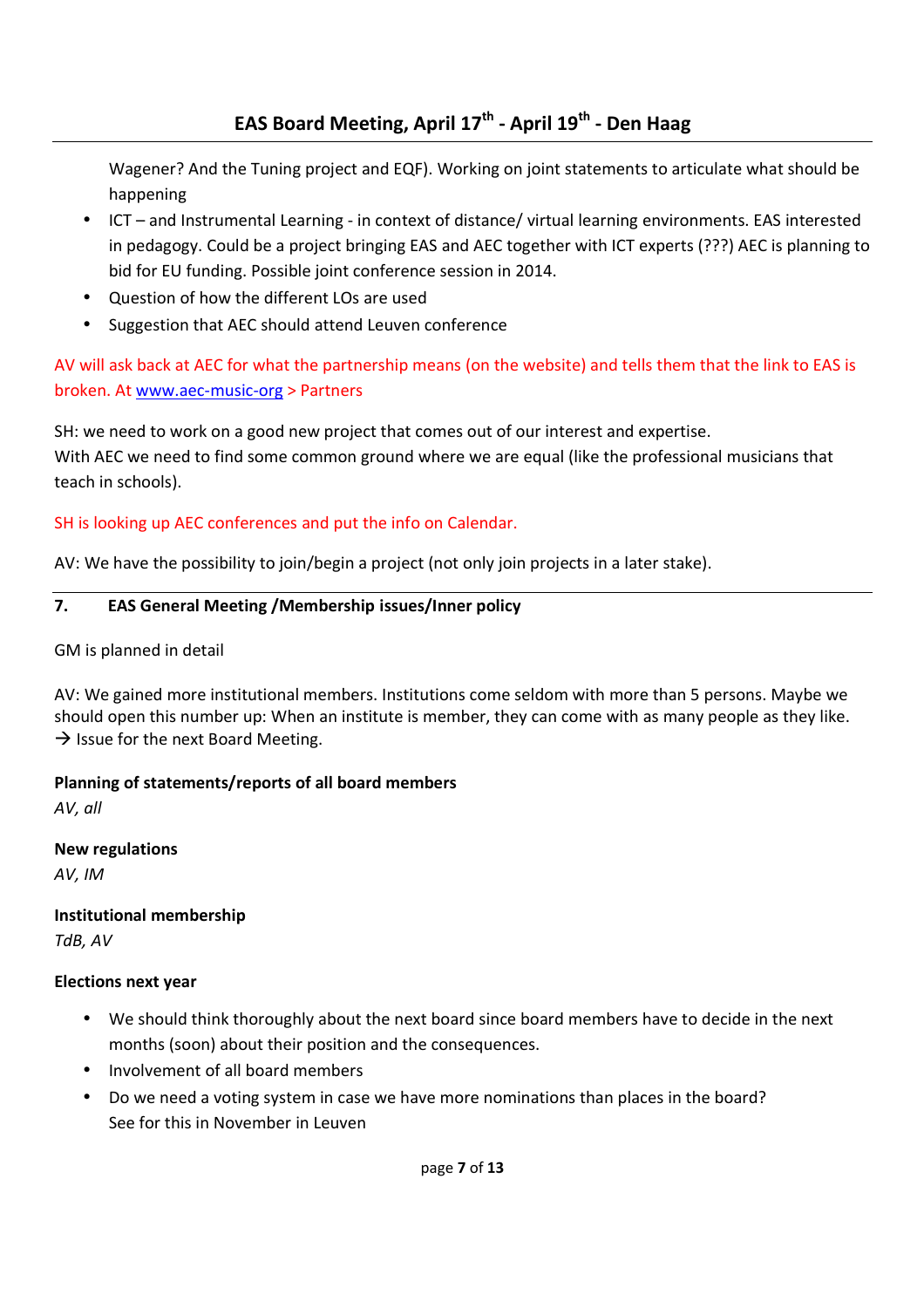Wagener? And the Tuning project and EQF). Working on joint statements to articulate what should be happening

- ICT – and Instrumental Learning - in context of distance/ virtual learning environments. EAS interested in pedagogy. Could be a project bringing EAS and AEC together with ICT experts (???) AEC is planning to bid for EU funding. Possible joint conference session in 2014.
- Question of how the different LOs are used
- Suggestion that AEC should attend Leuven conference

AV will ask back at AEC for what the partnership means (on the website) and tells them that the link to EAS is broken. At www.aec-music-org > Partners

SH: we need to work on a good new project that comes out of our interest and expertise.
With AEC we need to find some common ground where we are equal (like the professional musicians that teach in schools).

SH is looking up AEC conferences and put the info on Calendar.

AV: We have the possibility to join/begin a project (not only join projects in a later stake).

## 7. EAS General Meeting /Membership issues/Inner policy

GM is planned in detail

AV: We gained more institutional members. Institutions come seldom with more than 5 persons. Maybe we should open this number up: When an institute is member, they can come with as many people as they like.
→ Issue for the next Board Meeting.

**Planning of statements/reports of all board members**
*AV, all*

**New regulations**
*AV, IM*

**Institutional membership**
*TdB, AV*

**Elections next year**

- We should think thoroughly about the next board since board members have to decide in the next months (soon) about their position and the consequences.
- Involvement of all board members
- Do we need a voting system in case we have more nominations than places in the board?
  See for this in November in Leuven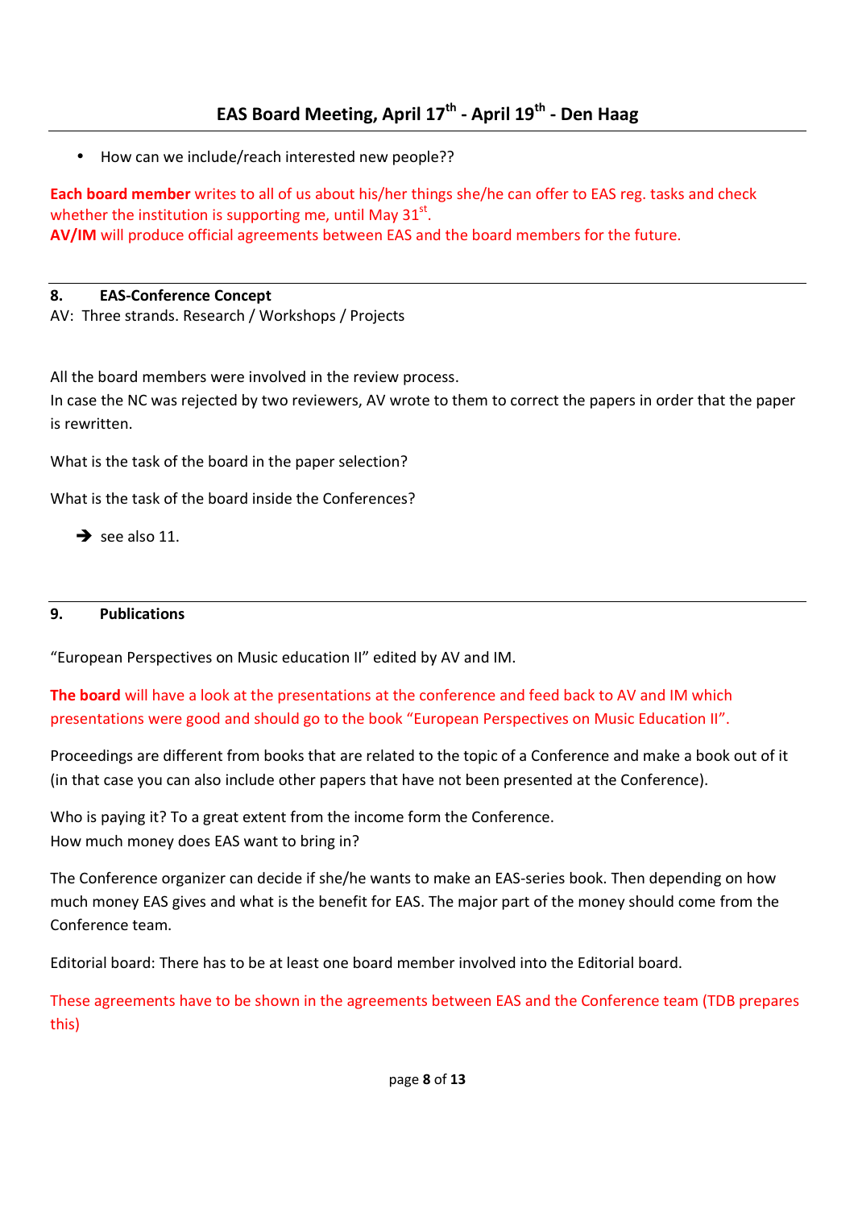- How can we include/reach interested new people??

**Each board member** writes to all of us about his/her things she/he can offer to EAS reg. tasks and check whether the institution is supporting me, until May 31st.
**AV/IM** will produce official agreements between EAS and the board members for the future.

## 8. EAS-Conference Concept

AV: Three strands. Research / Workshops / Projects

All the board members were involved in the review process.
In case the NC was rejected by two reviewers, AV wrote to them to correct the papers in order that the paper is rewritten.

What is the task of the board in the paper selection?

What is the task of the board inside the Conferences?

➔ see also 11.

## 9. Publications

"European Perspectives on Music education II" edited by AV and IM.

**The board** will have a look at the presentations at the conference and feed back to AV and IM which presentations were good and should go to the book "European Perspectives on Music Education II".

Proceedings are different from books that are related to the topic of a Conference and make a book out of it (in that case you can also include other papers that have not been presented at the Conference).

Who is paying it? To a great extent from the income form the Conference.
How much money does EAS want to bring in?

The Conference organizer can decide if she/he wants to make an EAS-series book. Then depending on how much money EAS gives and what is the benefit for EAS. The major part of the money should come from the Conference team.

Editorial board: There has to be at least one board member involved into the Editorial board.

These agreements have to be shown in the agreements between EAS and the Conference team (TDB prepares this)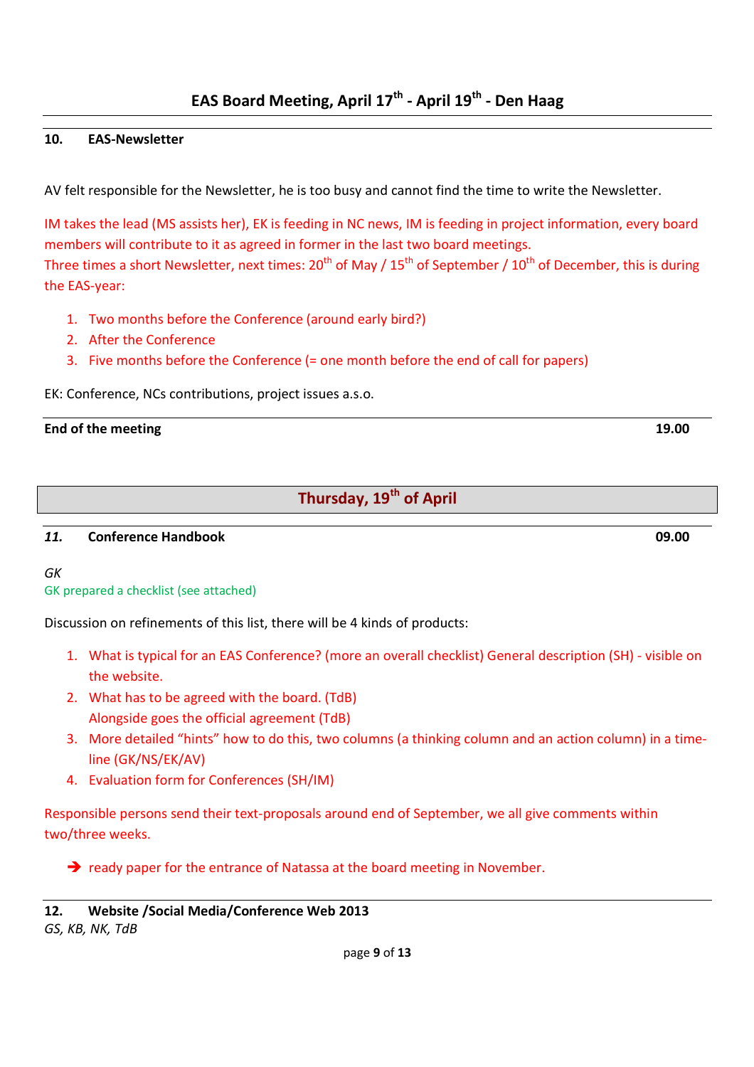## 10. EAS-Newsletter

AV felt responsible for the Newsletter, he is too busy and cannot find the time to write the Newsletter.

IM takes the lead (MS assists her), EK is feeding in NC news, IM is feeding in project information, every board members will contribute to it as agreed in former in the last two board meetings.
Three times a short Newsletter, next times: 20th of May / 15th of September / 10th of December, this is during the EAS-year:

1. Two months before the Conference (around early bird?)
2. After the Conference
3. Five months before the Conference (= one month before the end of call for papers)

EK: Conference, NCs contributions, project issues a.s.o.

**End of the meeting** **19.00**

## Thursday, 19th of April

### *11.* Conference Handbook 09.00

*GK*
GK prepared a checklist (see attached)

Discussion on refinements of this list, there will be 4 kinds of products:

1. What is typical for an EAS Conference? (more an overall checklist) General description (SH) - visible on the website.
2. What has to be agreed with the board. (TdB)
   Alongside goes the official agreement (TdB)
3. More detailed "hints" how to do this, two columns (a thinking column and an action column) in a time-line (GK/NS/EK/AV)
4. Evaluation form for Conferences (SH/IM)

Responsible persons send their text-proposals around end of September, we all give comments within two/three weeks.

- ➔ ready paper for the entrance of Natassa at the board meeting in November.

### 12. Website /Social Media/Conference Web 2013
*GS, KB, NK, TdB*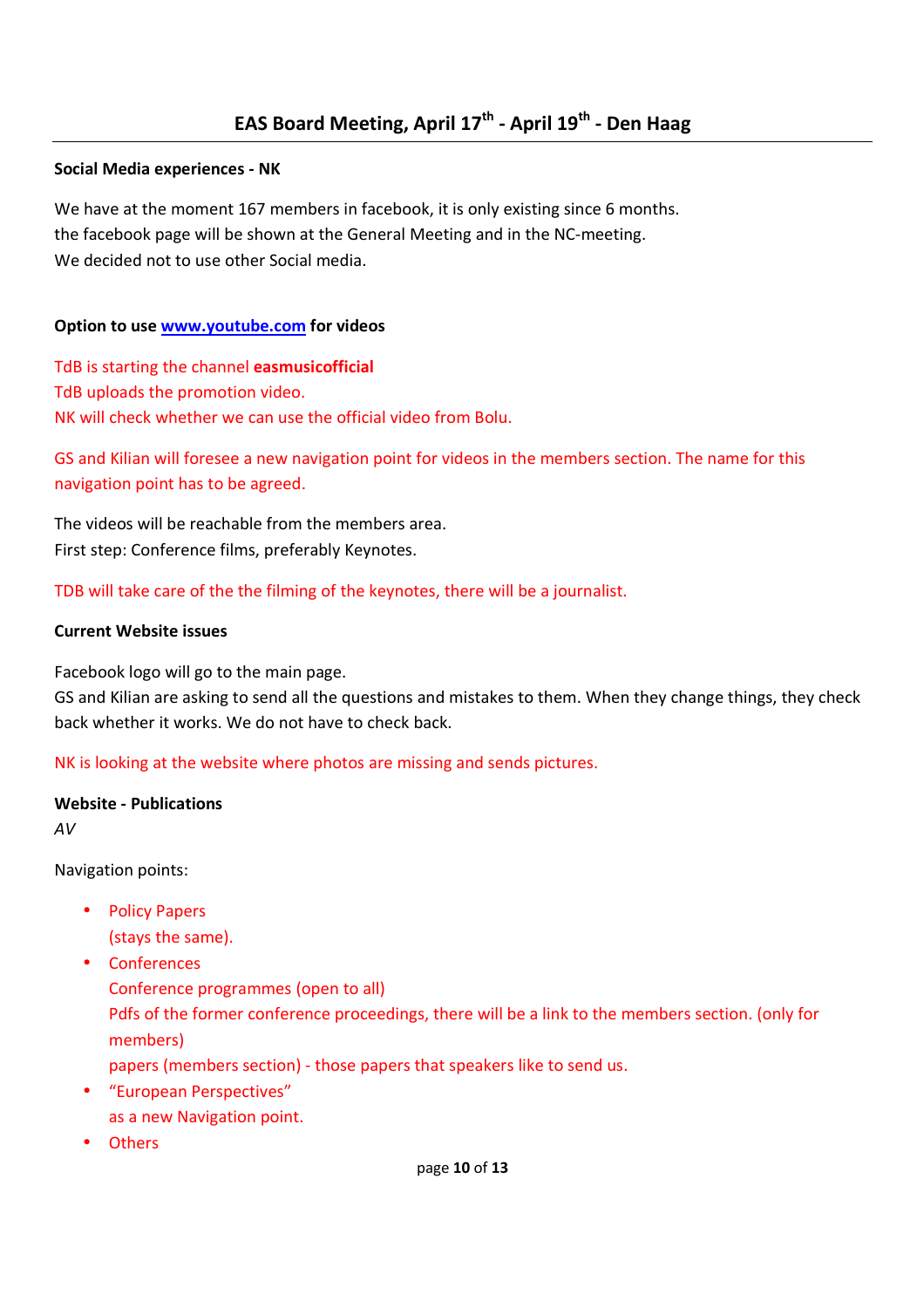# EAS Board Meeting, April 17th - April 19th - Den Haag

**Social Media experiences - NK**

We have at the moment 167 members in facebook, it is only existing since 6 months.
the facebook page will be shown at the General Meeting and in the NC-meeting.
We decided not to use other Social media.

**Option to use www.youtube.com for videos**

TdB is starting the channel **easmusicofficial**
TdB uploads the promotion video.
NK will check whether we can use the official video from Bolu.

GS and Kilian will foresee a new navigation point for videos in the members section. The name for this navigation point has to be agreed.

The videos will be reachable from the members area.
First step: Conference films, preferably Keynotes.

TDB will take care of the the filming of the keynotes, there will be a journalist.

**Current Website issues**

Facebook logo will go to the main page.
GS and Kilian are asking to send all the questions and mistakes to them. When they change things, they check back whether it works. We do not have to check back.

NK is looking at the website where photos are missing and sends pictures.

**Website - Publications**
*AV*

Navigation points:

- Policy Papers
  (stays the same).
- Conferences
  Conference programmes (open to all)
  Pdfs of the former conference proceedings, there will be a link to the members section. (only for members)
  papers (members section) - those papers that speakers like to send us.
- "European Perspectives"
  as a new Navigation point.
- Others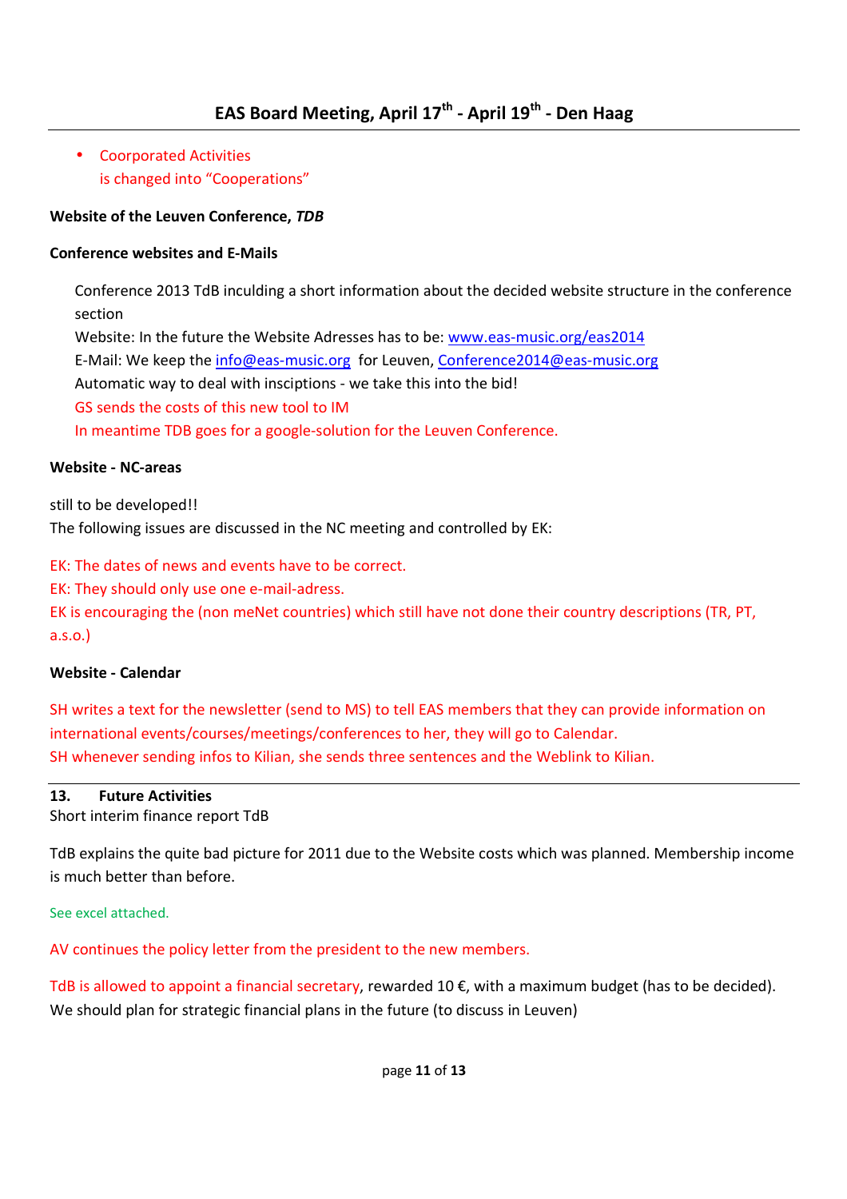- Coorporated Activities
  is changed into "Cooperations"

**Website of the Leuven Conference, *TDB***

**Conference websites and E-Mails**

Conference 2013 TdB inculding a short information about the decided website structure in the conference section
Website: In the future the Website Adresses has to be: www.eas-music.org/eas2014
E-Mail: We keep the info@eas-music.org for Leuven, Conference2014@eas-music.org
Automatic way to deal with inscriptions - we take this into the bid!
GS sends the costs of this new tool to IM
In meantime TDB goes for a google-solution for the Leuven Conference.

**Website - NC-areas**

still to be developed!!
The following issues are discussed in the NC meeting and controlled by EK:

EK: The dates of news and events have to be correct.
EK: They should only use one e-mail-adress.
EK is encouraging the (non meNet countries) which still have not done their country descriptions (TR, PT, a.s.o.)

**Website - Calendar**

SH writes a text for the newsletter (send to MS) to tell EAS members that they can provide information on international events/courses/meetings/conferences to her, they will go to Calendar.
SH whenever sending infos to Kilian, she sends three sentences and the Weblink to Kilian.

**13. Future Activities**
Short interim finance report TdB

TdB explains the quite bad picture for 2011 due to the Website costs which was planned. Membership income is much better than before.

See excel attached.

AV continues the policy letter from the president to the new members.

TdB is allowed to appoint a financial secretary, rewarded 10 €, with a maximum budget (has to be decided). We should plan for strategic financial plans in the future (to discuss in Leuven)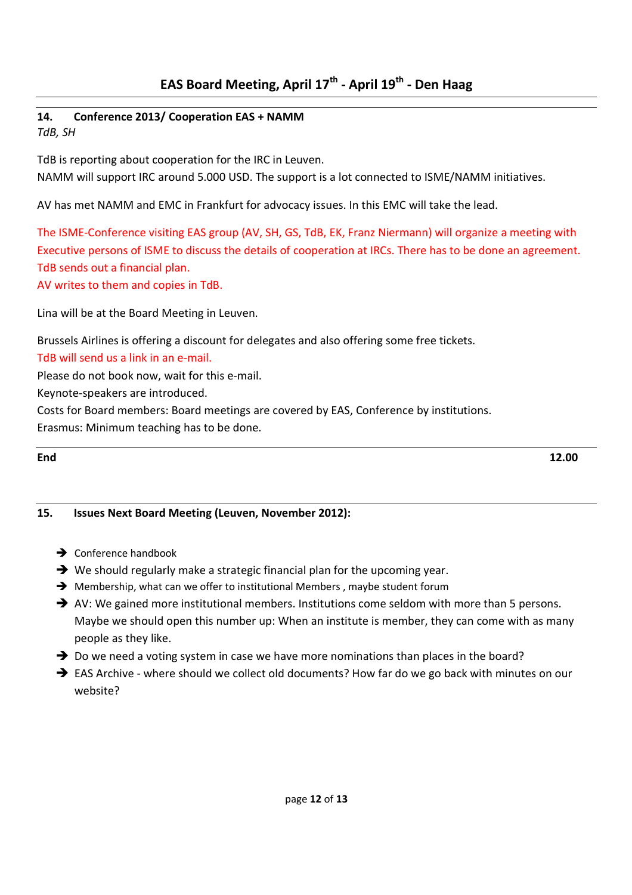**14. Conference 2013/ Cooperation EAS + NAMM**
*TdB, SH*

TdB is reporting about cooperation for the IRC in Leuven.
NAMM will support IRC around 5.000 USD. The support is a lot connected to ISME/NAMM initiatives.

AV has met NAMM and EMC in Frankfurt for advocacy issues. In this EMC will take the lead.

The ISME-Conference visiting EAS group (AV, SH, GS, TdB, EK, Franz Niermann) will organize a meeting with Executive persons of ISME to discuss the details of cooperation at IRCs. There has to be done an agreement.
TdB sends out a financial plan.
AV writes to them and copies in TdB.

Lina will be at the Board Meeting in Leuven.

Brussels Airlines is offering a discount for delegates and also offering some free tickets.
TdB will send us a link in an e-mail.
Please do not book now, wait for this e-mail.
Keynote-speakers are introduced.
Costs for Board members: Board meetings are covered by EAS, Conference by institutions.
Erasmus: Minimum teaching has to be done.

**End** **12.00**

**15. Issues Next Board Meeting (Leuven, November 2012):**

- Conference handbook
- We should regularly make a strategic financial plan for the upcoming year.
- Membership, what can we offer to institutional Members , maybe student forum
- AV: We gained more institutional members. Institutions come seldom with more than 5 persons. Maybe we should open this number up: When an institute is member, they can come with as many people as they like.
- Do we need a voting system in case we have more nominations than places in the board?
- EAS Archive - where should we collect old documents? How far do we go back with minutes on our website?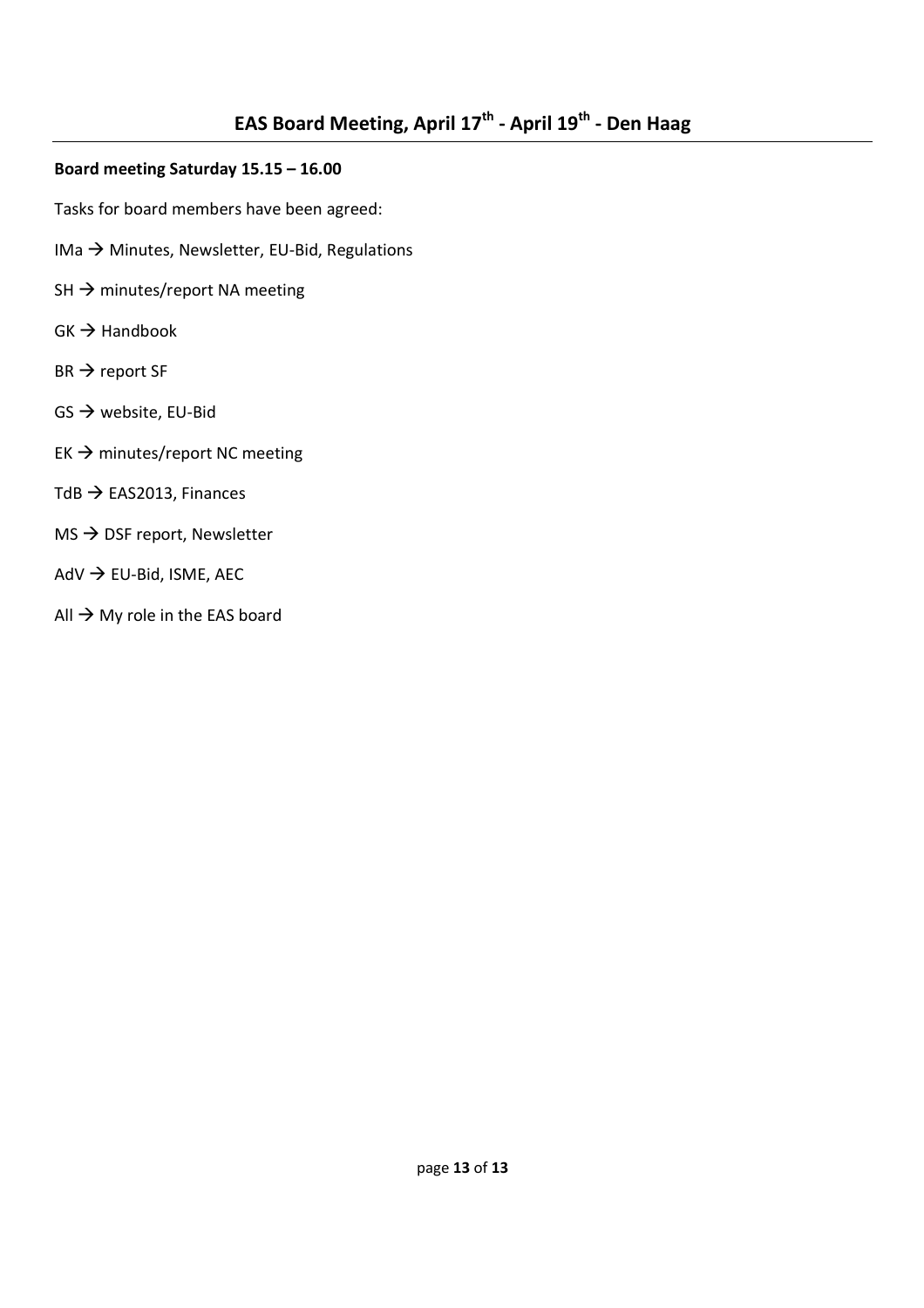# EAS Board Meeting, April 17th - April 19th - Den Haag

**Board meeting Saturday 15.15 – 16.00**

Tasks for board members have been agreed:

IMa → Minutes, Newsletter, EU-Bid, Regulations

SH → minutes/report NA meeting

GK → Handbook

BR → report SF

GS → website, EU-Bid

EK → minutes/report NC meeting

TdB → EAS2013, Finances

MS → DSF report, Newsletter

AdV → EU-Bid, ISME, AEC

All → My role in the EAS board